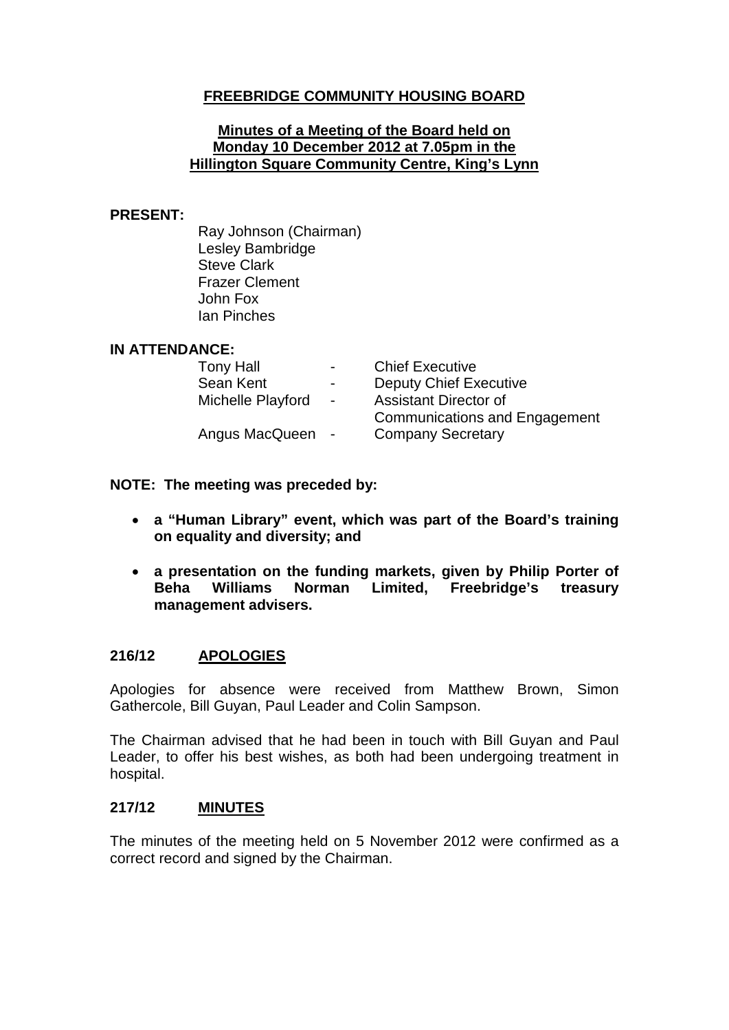# FREEBRIDGE COMMUNITY HOUSING BOARD

## Minutes of a Meeting of the Board held on Monday 10 December 2012 at 7.05pm in the Hillington Square Community Centre, King's Lynn

**PRESENT:**

Ray Johnson (Chairman)
Lesley Bambridge
Steve Clark
Frazer Clement
John Fox
Ian Pinches

**IN ATTENDANCE:**

| | | |
|---|---|---|
| Tony Hall | - | Chief Executive |
| Sean Kent | - | Deputy Chief Executive |
| Michelle Playford | - | Assistant Director of Communications and Engagement |
| Angus MacQueen | - | Company Secretary |

**NOTE: The meeting was preceded by:**

- **a "Human Library" event, which was part of the Board's training on equality and diversity; and**
- **a presentation on the funding markets, given by Philip Porter of Beha Williams Norman Limited, Freebridge's treasury management advisers.**

### 216/12 APOLOGIES

Apologies for absence were received from Matthew Brown, Simon Gathercole, Bill Guyan, Paul Leader and Colin Sampson.

The Chairman advised that he had been in touch with Bill Guyan and Paul Leader, to offer his best wishes, as both had been undergoing treatment in hospital.

### 217/12 MINUTES

The minutes of the meeting held on 5 November 2012 were confirmed as a correct record and signed by the Chairman.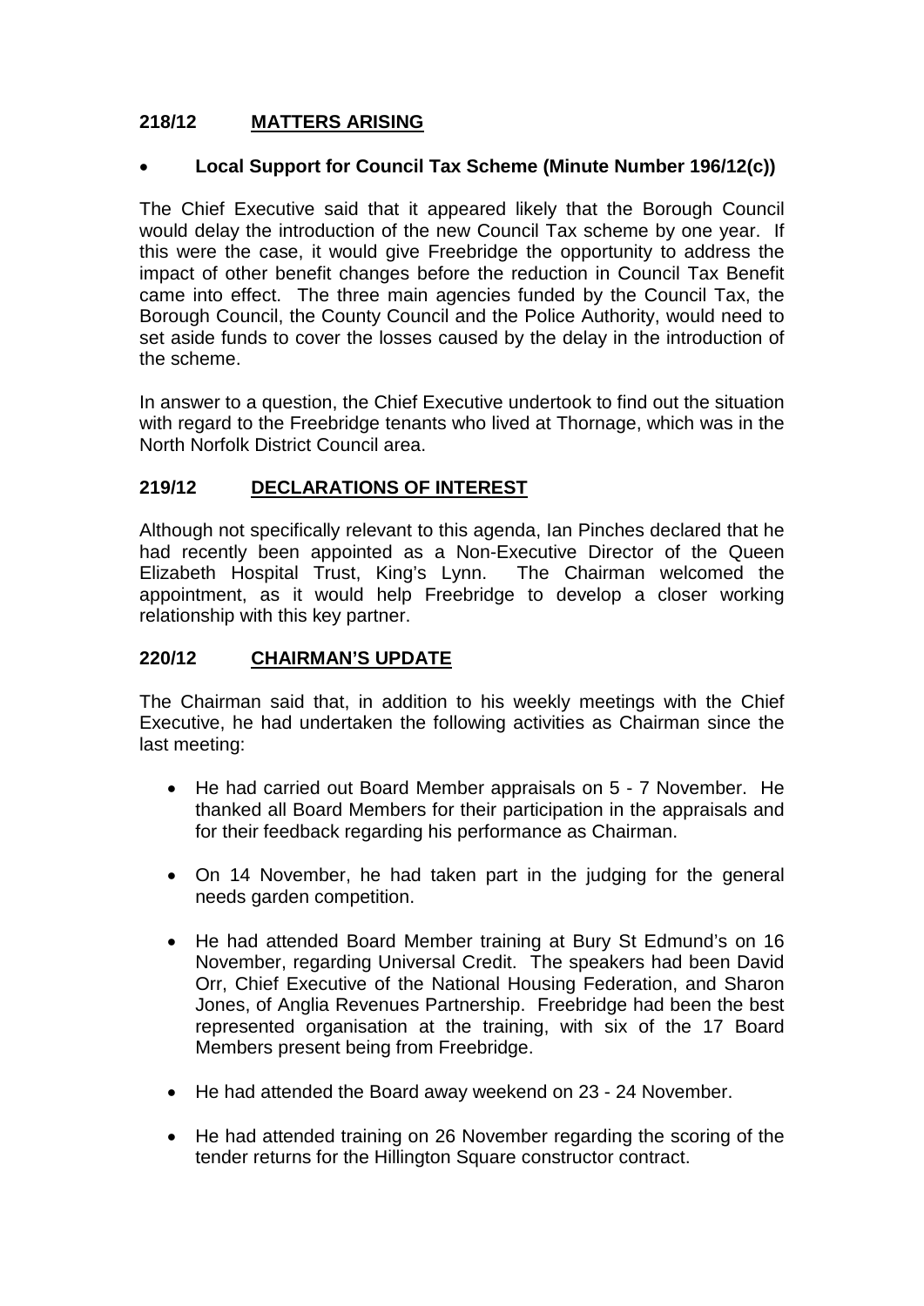## 218/12 MATTERS ARISING

- **Local Support for Council Tax Scheme (Minute Number 196/12(c))**

The Chief Executive said that it appeared likely that the Borough Council would delay the introduction of the new Council Tax scheme by one year. If this were the case, it would give Freebridge the opportunity to address the impact of other benefit changes before the reduction in Council Tax Benefit came into effect. The three main agencies funded by the Council Tax, the Borough Council, the County Council and the Police Authority, would need to set aside funds to cover the losses caused by the delay in the introduction of the scheme.

In answer to a question, the Chief Executive undertook to find out the situation with regard to the Freebridge tenants who lived at Thornage, which was in the North Norfolk District Council area.

## 219/12 DECLARATIONS OF INTEREST

Although not specifically relevant to this agenda, Ian Pinches declared that he had recently been appointed as a Non-Executive Director of the Queen Elizabeth Hospital Trust, King's Lynn. The Chairman welcomed the appointment, as it would help Freebridge to develop a closer working relationship with this key partner.

## 220/12 CHAIRMAN'S UPDATE

The Chairman said that, in addition to his weekly meetings with the Chief Executive, he had undertaken the following activities as Chairman since the last meeting:

- He had carried out Board Member appraisals on 5 - 7 November. He thanked all Board Members for their participation in the appraisals and for their feedback regarding his performance as Chairman.
- On 14 November, he had taken part in the judging for the general needs garden competition.
- He had attended Board Member training at Bury St Edmund's on 16 November, regarding Universal Credit. The speakers had been David Orr, Chief Executive of the National Housing Federation, and Sharon Jones, of Anglia Revenues Partnership. Freebridge had been the best represented organisation at the training, with six of the 17 Board Members present being from Freebridge.
- He had attended the Board away weekend on 23 - 24 November.
- He had attended training on 26 November regarding the scoring of the tender returns for the Hillington Square constructor contract.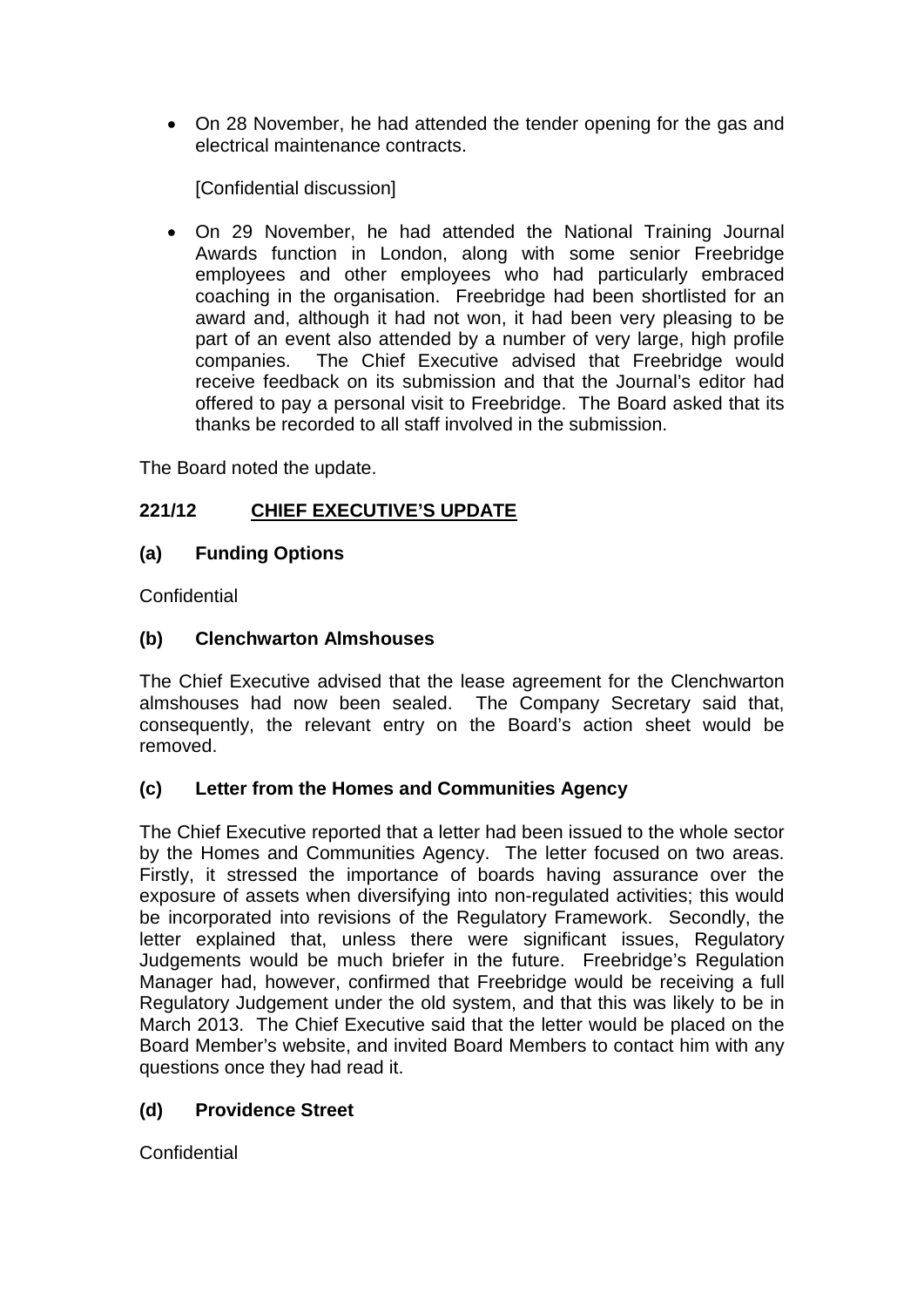- On 28 November, he had attended the tender opening for the gas and electrical maintenance contracts.

  [Confidential discussion]

- On 29 November, he had attended the National Training Journal Awards function in London, along with some senior Freebridge employees and other employees who had particularly embraced coaching in the organisation. Freebridge had been shortlisted for an award and, although it had not won, it had been very pleasing to be part of an event also attended by a number of very large, high profile companies. The Chief Executive advised that Freebridge would receive feedback on its submission and that the Journal's editor had offered to pay a personal visit to Freebridge. The Board asked that its thanks be recorded to all staff involved in the submission.

The Board noted the update.

## 221/12 CHIEF EXECUTIVE'S UPDATE

### (a) Funding Options

Confidential

### (b) Clenchwarton Almshouses

The Chief Executive advised that the lease agreement for the Clenchwarton almshouses had now been sealed. The Company Secretary said that, consequently, the relevant entry on the Board's action sheet would be removed.

### (c) Letter from the Homes and Communities Agency

The Chief Executive reported that a letter had been issued to the whole sector by the Homes and Communities Agency. The letter focused on two areas. Firstly, it stressed the importance of boards having assurance over the exposure of assets when diversifying into non-regulated activities; this would be incorporated into revisions of the Regulatory Framework. Secondly, the letter explained that, unless there were significant issues, Regulatory Judgements would be much briefer in the future. Freebridge's Regulation Manager had, however, confirmed that Freebridge would be receiving a full Regulatory Judgement under the old system, and that this was likely to be in March 2013. The Chief Executive said that the letter would be placed on the Board Member's website, and invited Board Members to contact him with any questions once they had read it.

### (d) Providence Street

Confidential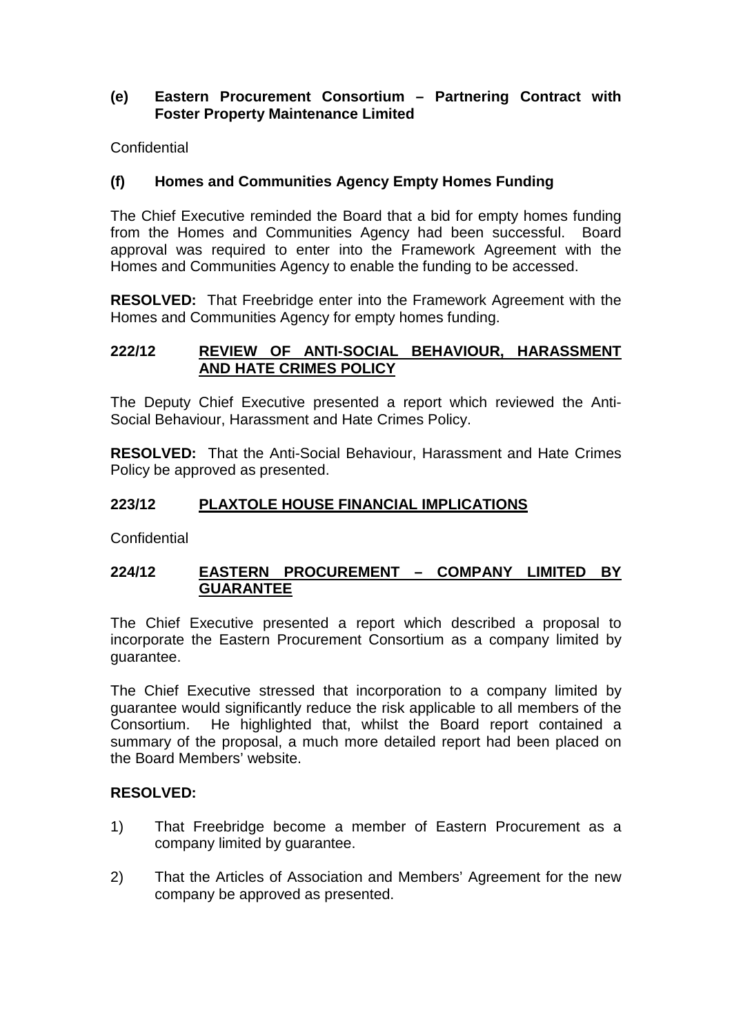**(e) Eastern Procurement Consortium – Partnering Contract with Foster Property Maintenance Limited**

Confidential

**(f) Homes and Communities Agency Empty Homes Funding**

The Chief Executive reminded the Board that a bid for empty homes funding from the Homes and Communities Agency had been successful. Board approval was required to enter into the Framework Agreement with the Homes and Communities Agency to enable the funding to be accessed.

**RESOLVED:** That Freebridge enter into the Framework Agreement with the Homes and Communities Agency for empty homes funding.

## 222/12 REVIEW OF ANTI-SOCIAL BEHAVIOUR, HARASSMENT AND HATE CRIMES POLICY

The Deputy Chief Executive presented a report which reviewed the Anti-Social Behaviour, Harassment and Hate Crimes Policy.

**RESOLVED:** That the Anti-Social Behaviour, Harassment and Hate Crimes Policy be approved as presented.

## 223/12 PLAXTOLE HOUSE FINANCIAL IMPLICATIONS

Confidential

## 224/12 EASTERN PROCUREMENT – COMPANY LIMITED BY GUARANTEE

The Chief Executive presented a report which described a proposal to incorporate the Eastern Procurement Consortium as a company limited by guarantee.

The Chief Executive stressed that incorporation to a company limited by guarantee would significantly reduce the risk applicable to all members of the Consortium. He highlighted that, whilst the Board report contained a summary of the proposal, a much more detailed report had been placed on the Board Members' website.

**RESOLVED:**

1) That Freebridge become a member of Eastern Procurement as a company limited by guarantee.

2) That the Articles of Association and Members' Agreement for the new company be approved as presented.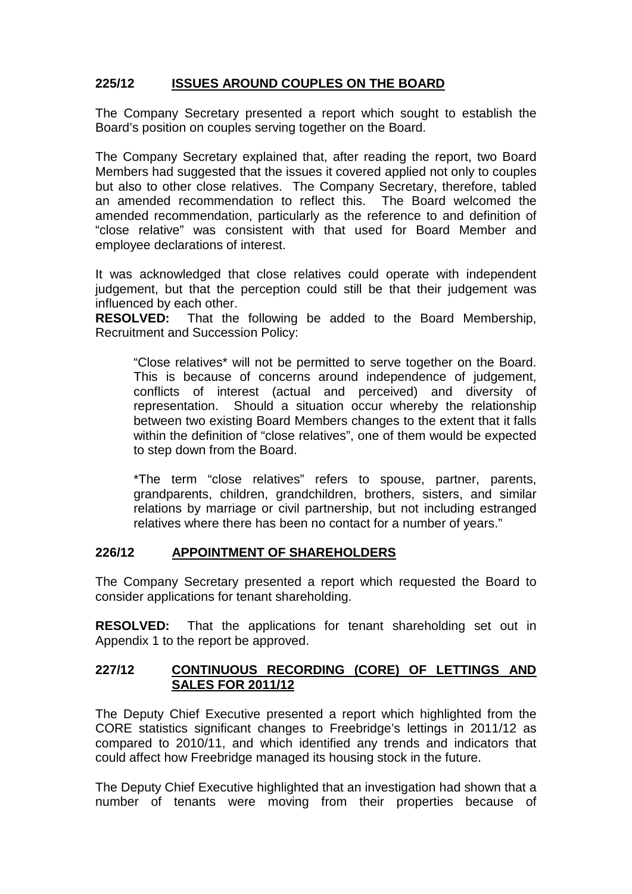## 225/12 **ISSUES AROUND COUPLES ON THE BOARD**

The Company Secretary presented a report which sought to establish the Board's position on couples serving together on the Board.

The Company Secretary explained that, after reading the report, two Board Members had suggested that the issues it covered applied not only to couples but also to other close relatives. The Company Secretary, therefore, tabled an amended recommendation to reflect this. The Board welcomed the amended recommendation, particularly as the reference to and definition of "close relative" was consistent with that used for Board Member and employee declarations of interest.

It was acknowledged that close relatives could operate with independent judgement, but that the perception could still be that their judgement was influenced by each other.

**RESOLVED:** That the following be added to the Board Membership, Recruitment and Succession Policy:

> "Close relatives* will not be permitted to serve together on the Board. This is because of concerns around independence of judgement, conflicts of interest (actual and perceived) and diversity of representation. Should a situation occur whereby the relationship between two existing Board Members changes to the extent that it falls within the definition of "close relatives", one of them would be expected to step down from the Board.
>
> *The term "close relatives" refers to spouse, partner, parents, grandparents, children, grandchildren, brothers, sisters, and similar relations by marriage or civil partnership, but not including estranged relatives where there has been no contact for a number of years."

## 226/12 **APPOINTMENT OF SHAREHOLDERS**

The Company Secretary presented a report which requested the Board to consider applications for tenant shareholding.

**RESOLVED:** That the applications for tenant shareholding set out in Appendix 1 to the report be approved.

## 227/12 **CONTINUOUS RECORDING (CORE) OF LETTINGS AND SALES FOR 2011/12**

The Deputy Chief Executive presented a report which highlighted from the CORE statistics significant changes to Freebridge's lettings in 2011/12 as compared to 2010/11, and which identified any trends and indicators that could affect how Freebridge managed its housing stock in the future.

The Deputy Chief Executive highlighted that an investigation had shown that a number of tenants were moving from their properties because of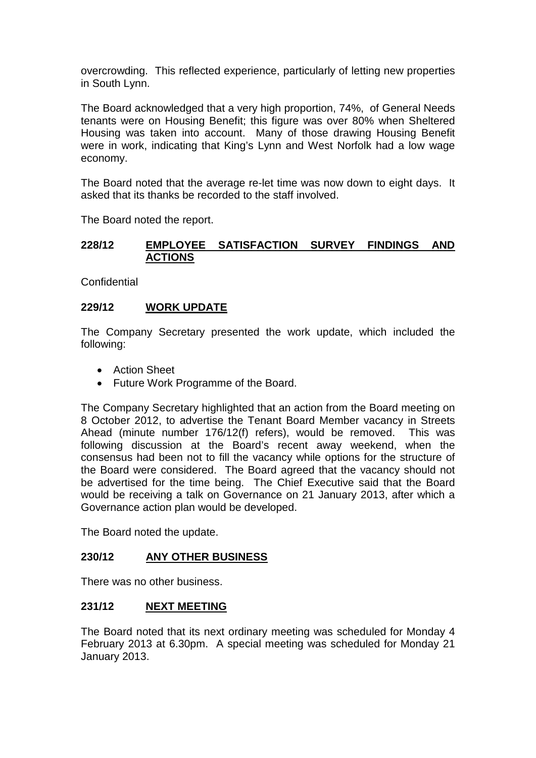overcrowding. This reflected experience, particularly of letting new properties in South Lynn.

The Board acknowledged that a very high proportion, 74%, of General Needs tenants were on Housing Benefit; this figure was over 80% when Sheltered Housing was taken into account. Many of those drawing Housing Benefit were in work, indicating that King's Lynn and West Norfolk had a low wage economy.

The Board noted that the average re-let time was now down to eight days. It asked that its thanks be recorded to the staff involved.

The Board noted the report.

### 228/12 EMPLOYEE SATISFACTION SURVEY FINDINGS AND ACTIONS

Confidential

### 229/12 WORK UPDATE

The Company Secretary presented the work update, which included the following:

- Action Sheet
- Future Work Programme of the Board.

The Company Secretary highlighted that an action from the Board meeting on 8 October 2012, to advertise the Tenant Board Member vacancy in Streets Ahead (minute number 176/12(f) refers), would be removed. This was following discussion at the Board's recent away weekend, when the consensus had been not to fill the vacancy while options for the structure of the Board were considered. The Board agreed that the vacancy should not be advertised for the time being. The Chief Executive said that the Board would be receiving a talk on Governance on 21 January 2013, after which a Governance action plan would be developed.

The Board noted the update.

### 230/12 ANY OTHER BUSINESS

There was no other business.

### 231/12 NEXT MEETING

The Board noted that its next ordinary meeting was scheduled for Monday 4 February 2013 at 6.30pm. A special meeting was scheduled for Monday 21 January 2013.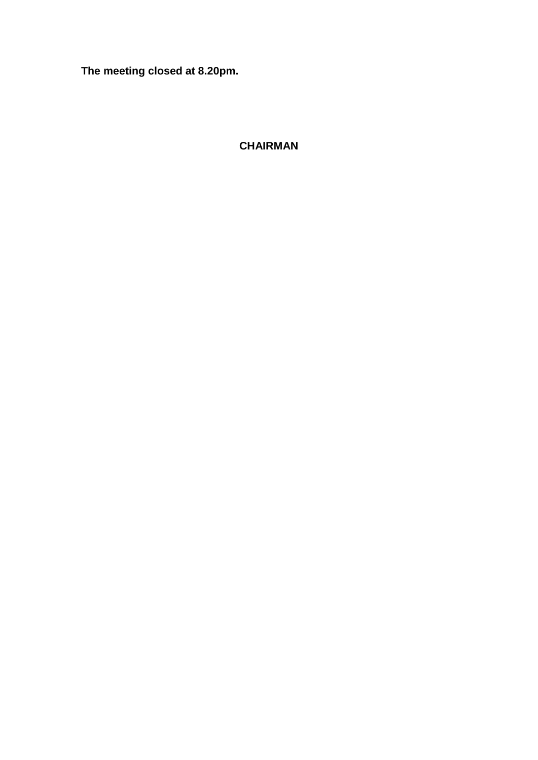**The meeting closed at 8.20pm.**

**CHAIRMAN**